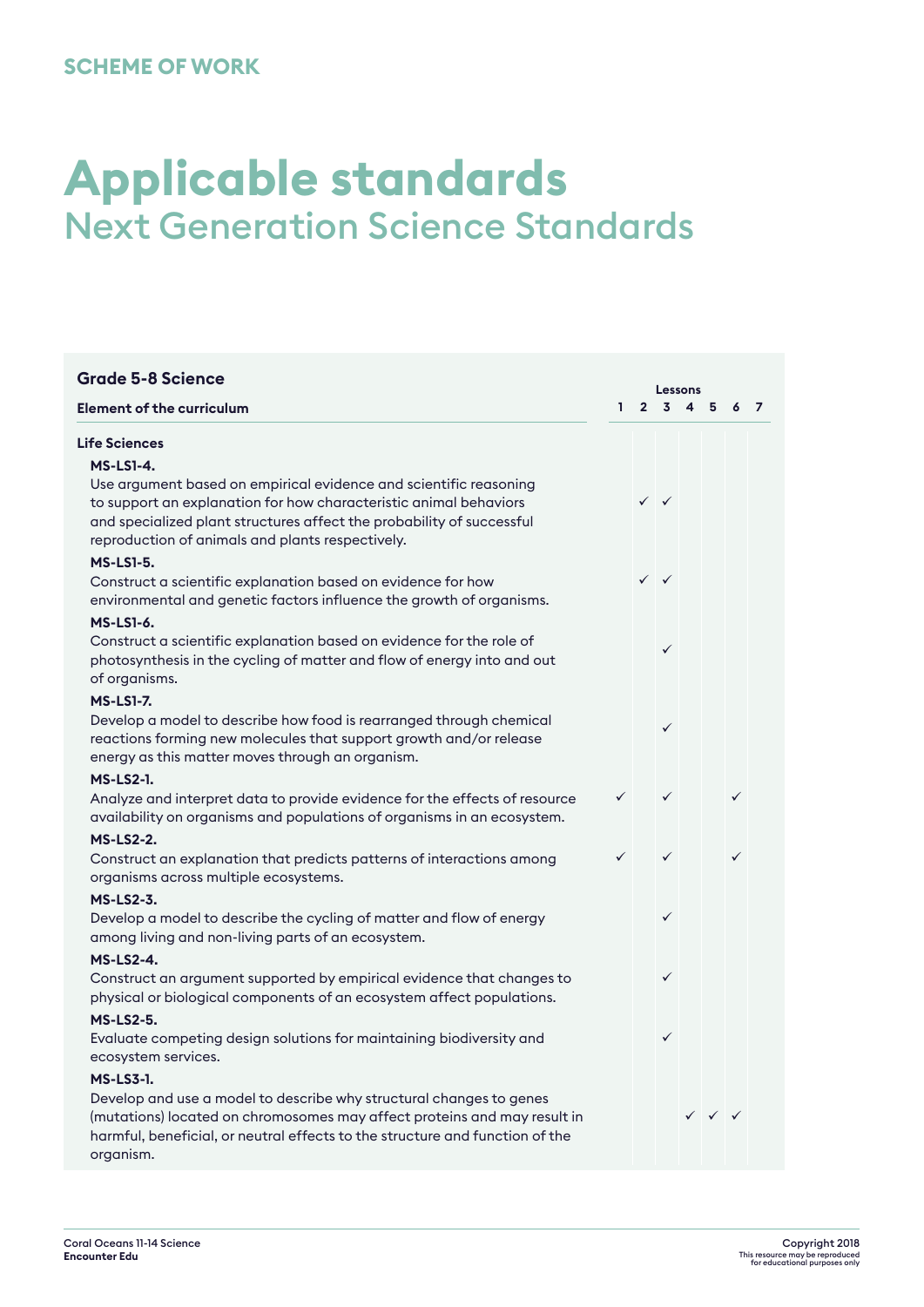SCHEME OF WORK

# Applicable standards

## Next Generation Science Standards

| Grade 5-8 Science | Lessons | | | | | | |
|---|---|---|---|---|---|---|---|
| **Element of the curriculum** | **1** | **2** | **3** | **4** | **5** | **6** | **7** |
| **Life Sciences** | | | | | | | |
| **MS-LS1-4.** Use argument based on empirical evidence and scientific reasoning to support an explanation for how characteristic animal behaviors and specialized plant structures affect the probability of successful reproduction of animals and plants respectively. | | ✓ | ✓ | | | | |
| **MS-LS1-5.** Construct a scientific explanation based on evidence for how environmental and genetic factors influence the growth of organisms. | | ✓ | ✓ | | | | |
| **MS-LS1-6.** Construct a scientific explanation based on evidence for the role of photosynthesis in the cycling of matter and flow of energy into and out of organisms. | | | ✓ | | | | |
| **MS-LS1-7.** Develop a model to describe how food is rearranged through chemical reactions forming new molecules that support growth and/or release energy as this matter moves through an organism. | | | ✓ | | | | |
| **MS-LS2-1.** Analyze and interpret data to provide evidence for the effects of resource availability on organisms and populations of organisms in an ecosystem. | ✓ | | ✓ | | | ✓ | |
| **MS-LS2-2.** Construct an explanation that predicts patterns of interactions among organisms across multiple ecosystems. | ✓ | | ✓ | | | ✓ | |
| **MS-LS2-3.** Develop a model to describe the cycling of matter and flow of energy among living and non-living parts of an ecosystem. | | | ✓ | | | | |
| **MS-LS2-4.** Construct an argument supported by empirical evidence that changes to physical or biological components of an ecosystem affect populations. | | | ✓ | | | | |
| **MS-LS2-5.** Evaluate competing design solutions for maintaining biodiversity and ecosystem services. | | | ✓ | | | | |
| **MS-LS3-1.** Develop and use a model to describe why structural changes to genes (mutations) located on chromosomes may affect proteins and may result in harmful, beneficial, or neutral effects to the structure and function of the organism. | | | | ✓ | ✓ | ✓ | |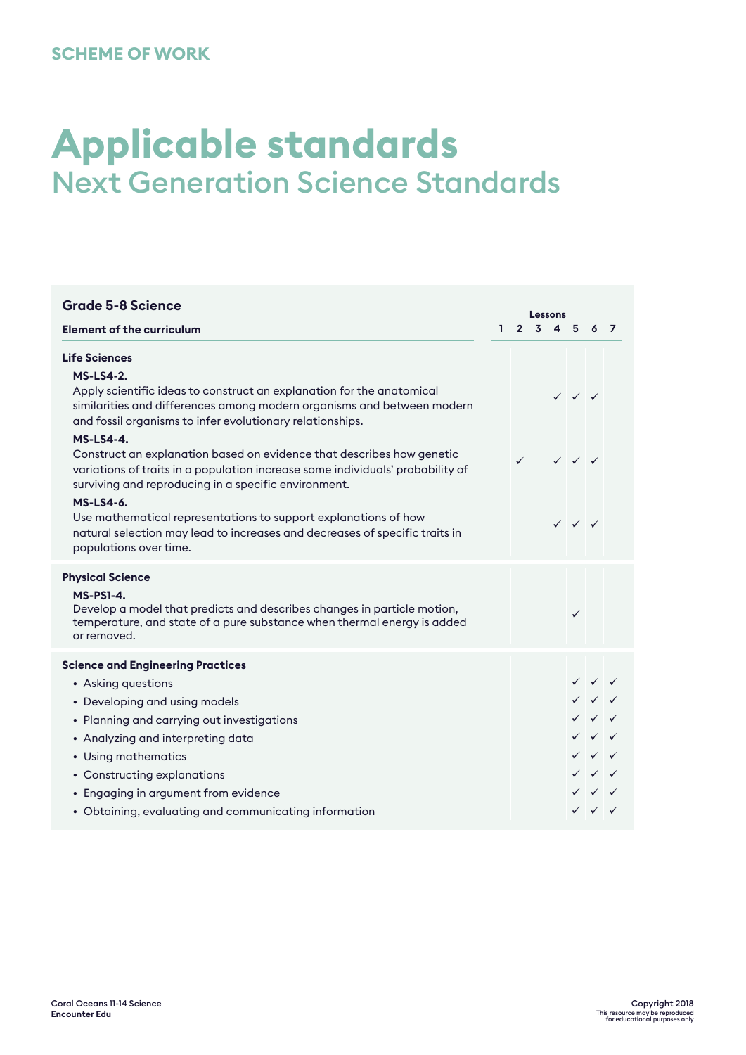SCHEME OF WORK

# Applicable standards

## Next Generation Science Standards

| Grade 5-8 Science | Lessons | | | | | | |
|---|---|---|---|---|---|---|---|
| **Element of the curriculum** | **1** | **2** | **3** | **4** | **5** | **6** | **7** |
| **Life Sciences** | | | | | | | |
| **MS-LS4-2.** Apply scientific ideas to construct an explanation for the anatomical similarities and differences among modern organisms and between modern and fossil organisms to infer evolutionary relationships. | | | | ✓ | ✓ | ✓ | |
| **MS-LS4-4.** Construct an explanation based on evidence that describes how genetic variations of traits in a population increase some individuals' probability of surviving and reproducing in a specific environment. | | ✓ | | ✓ | ✓ | ✓ | |
| **MS-LS4-6.** Use mathematical representations to support explanations of how natural selection may lead to increases and decreases of specific traits in populations over time. | | | | ✓ | ✓ | ✓ | |
| **Physical Science** | | | | | | | |
| **MS-PS1-4.** Develop a model that predicts and describes changes in particle motion, temperature, and state of a pure substance when thermal energy is added or removed. | | | | | ✓ | | |
| **Science and Engineering Practices** | | | | | | | |
| • Asking questions | | | | | ✓ | ✓ | ✓ |
| • Developing and using models | | | | | ✓ | ✓ | ✓ |
| • Planning and carrying out investigations | | | | | ✓ | ✓ | ✓ |
| • Analyzing and interpreting data | | | | | ✓ | ✓ | ✓ |
| • Using mathematics | | | | | ✓ | ✓ | ✓ |
| • Constructing explanations | | | | | ✓ | ✓ | ✓ |
| • Engaging in argument from evidence | | | | | ✓ | ✓ | ✓ |
| • Obtaining, evaluating and communicating information | | | | | ✓ | ✓ | ✓ |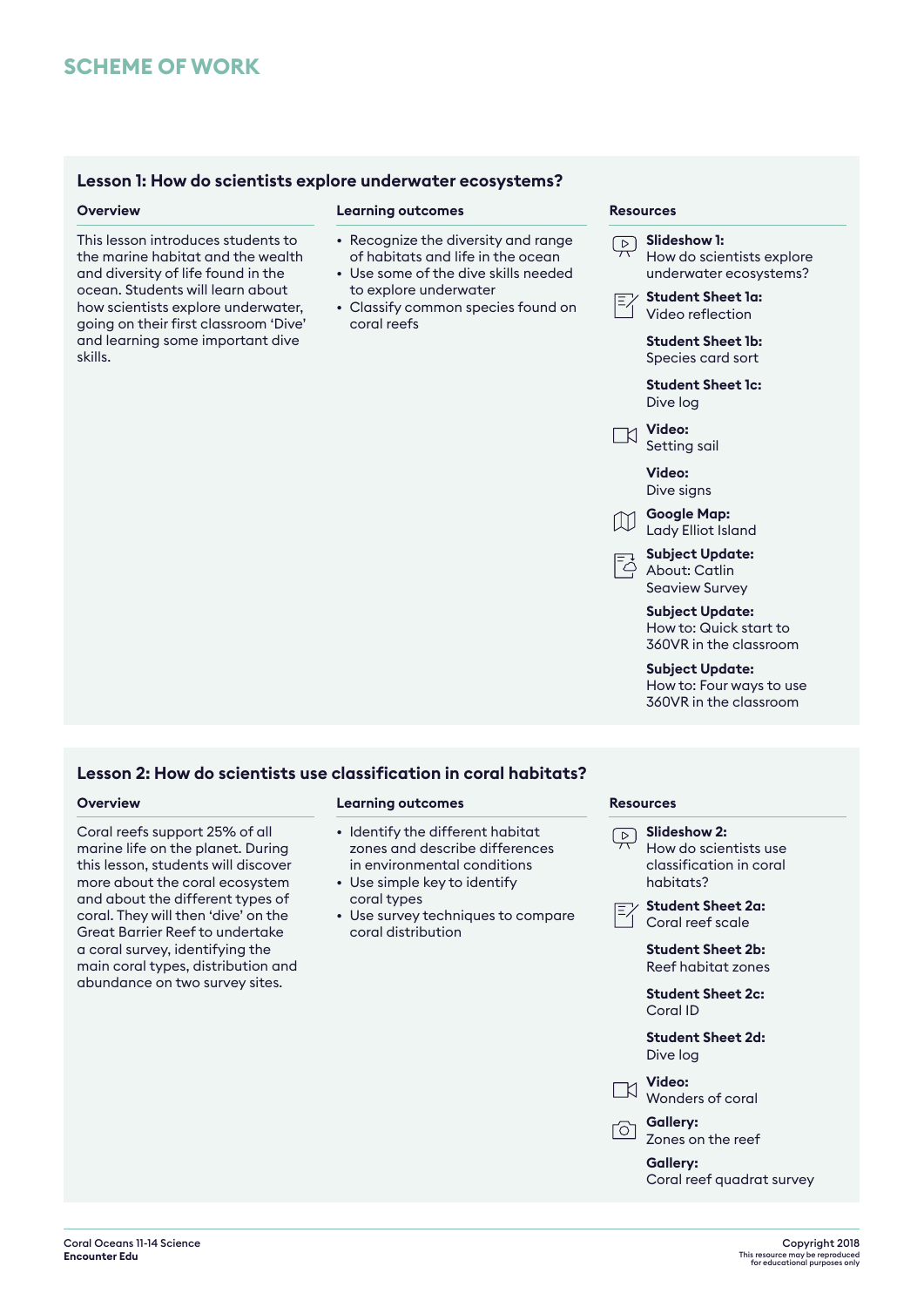# SCHEME OF WORK

## Lesson 1: How do scientists explore underwater ecosystems?

### Overview

This lesson introduces students to the marine habitat and the wealth and diversity of life found in the ocean. Students will learn about how scientists explore underwater, going on their first classroom 'Dive' and learning some important dive skills.

### Learning outcomes

- Recognize the diversity and range of habitats and life in the ocean
- Use some of the dive skills needed to explore underwater
- Classify common species found on coral reefs

### Resources

**Slideshow 1:**
How do scientists explore underwater ecosystems?

**Student Sheet 1a:**
Video reflection

**Student Sheet 1b:**
Species card sort

**Student Sheet 1c:**
Dive log

**Video:**
Setting sail

**Video:**
Dive signs

**Google Map:**
Lady Elliot Island

**Subject Update:**
About: Catlin Seaview Survey

**Subject Update:**
How to: Quick start to 360VR in the classroom

**Subject Update:**
How to: Four ways to use 360VR in the classroom

## Lesson 2: How do scientists use classification in coral habitats?

### Overview

Coral reefs support 25% of all marine life on the planet. During this lesson, students will discover more about the coral ecosystem and about the different types of coral. They will then 'dive' on the Great Barrier Reef to undertake a coral survey, identifying the main coral types, distribution and abundance on two survey sites.

### Learning outcomes

- Identify the different habitat zones and describe differences in environmental conditions
- Use simple key to identify coral types
- Use survey techniques to compare coral distribution

### Resources

**Slideshow 2:**
How do scientists use classification in coral habitats?

**Student Sheet 2a:**
Coral reef scale

**Student Sheet 2b:**
Reef habitat zones

**Student Sheet 2c:**
Coral ID

**Student Sheet 2d:**
Dive log

**Video:**
Wonders of coral

**Gallery:**
Zones on the reef

**Gallery:**
Coral reef quadrat survey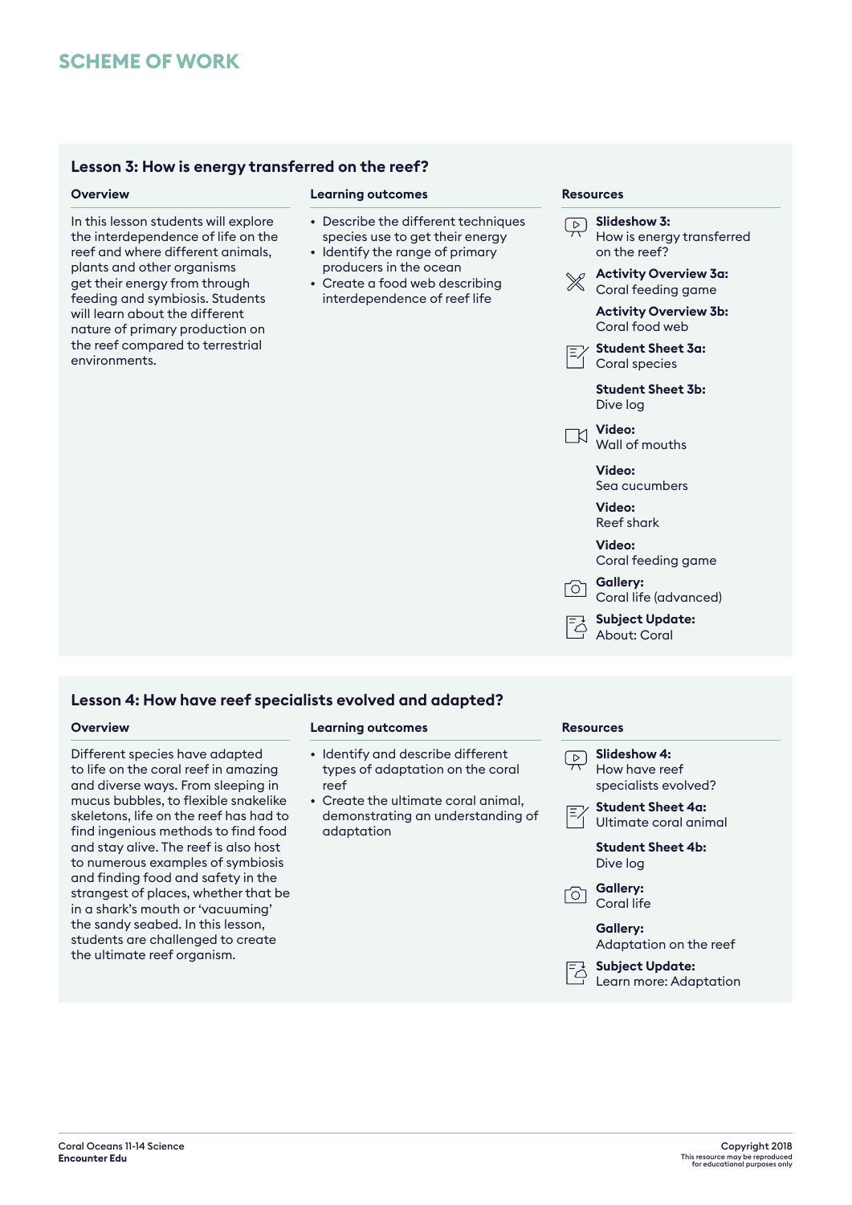# SCHEME OF WORK

## Lesson 3: How is energy transferred on the reef?

### Overview

In this lesson students will explore the interdependence of life on the reef and where different animals, plants and other organisms get their energy from through feeding and symbiosis. Students will learn about the different nature of primary production on the reef compared to terrestrial environments.

### Learning outcomes

- Describe the different techniques species use to get their energy
- Identify the range of primary producers in the ocean
- Create a food web describing interdependence of reef life

### Resources

**Slideshow 3:** How is energy transferred on the reef?

**Activity Overview 3a:** Coral feeding game

**Activity Overview 3b:** Coral food web

**Student Sheet 3a:** Coral species

**Student Sheet 3b:** Dive log

**Video:** Wall of mouths

**Video:** Sea cucumbers

**Video:** Reef shark

**Video:** Coral feeding game

**Gallery:** Coral life (advanced)

**Subject Update:** About: Coral

## Lesson 4: How have reef specialists evolved and adapted?

### Overview

Different species have adapted to life on the coral reef in amazing and diverse ways. From sleeping in mucus bubbles, to flexible snakelike skeletons, life on the reef has had to find ingenious methods to find food and stay alive. The reef is also host to numerous examples of symbiosis and finding food and safety in the strangest of places, whether that be in a shark's mouth or 'vacuuming' the sandy seabed. In this lesson, students are challenged to create the ultimate reef organism.

### Learning outcomes

- Identify and describe different types of adaptation on the coral reef
- Create the ultimate coral animal, demonstrating an understanding of adaptation

### Resources

**Slideshow 4:** How have reef specialists evolved?

**Student Sheet 4a:** Ultimate coral animal

**Student Sheet 4b:** Dive log

**Gallery:** Coral life

**Gallery:** Adaptation on the reef

**Subject Update:** Learn more: Adaptation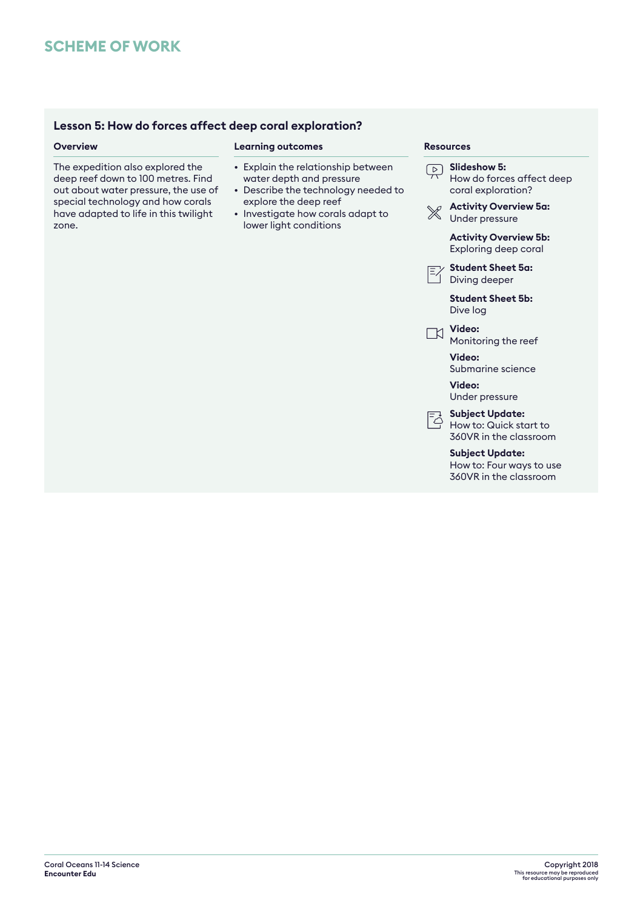# SCHEME OF WORK

## Lesson 5: How do forces affect deep coral exploration?

### Overview

The expedition also explored the deep reef down to 100 metres. Find out about water pressure, the use of special technology and how corals have adapted to life in this twilight zone.

### Learning outcomes

- Explain the relationship between water depth and pressure
- Describe the technology needed to explore the deep reef
- Investigate how corals adapt to lower light conditions

### Resources

**Slideshow 5:**
How do forces affect deep coral exploration?

**Activity Overview 5a:**
Under pressure

**Activity Overview 5b:**
Exploring deep coral

**Student Sheet 5a:**
Diving deeper

**Student Sheet 5b:**
Dive log

**Video:**
Monitoring the reef

**Video:**
Submarine science

**Video:**
Under pressure

**Subject Update:**
How to: Quick start to 360VR in the classroom

**Subject Update:**
How to: Four ways to use 360VR in the classroom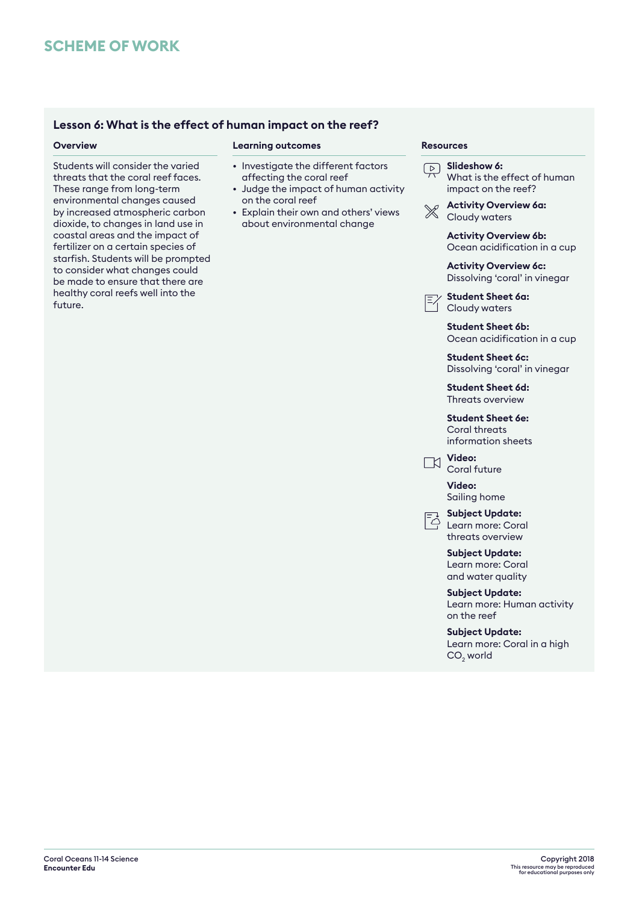# SCHEME OF WORK

## Lesson 6: What is the effect of human impact on the reef?

### Overview

Students will consider the varied threats that the coral reef faces. These range from long-term environmental changes caused by increased atmospheric carbon dioxide, to changes in land use in coastal areas and the impact of fertilizer on a certain species of starfish. Students will be prompted to consider what changes could be made to ensure that there are healthy coral reefs well into the future.

### Learning outcomes

- Investigate the different factors affecting the coral reef
- Judge the impact of human activity on the coral reef
- Explain their own and others' views about environmental change

### Resources

**Slideshow 6:**
What is the effect of human impact on the reef?

**Activity Overview 6a:**
Cloudy waters

**Activity Overview 6b:**
Ocean acidification in a cup

**Activity Overview 6c:**
Dissolving 'coral' in vinegar

**Student Sheet 6a:**
Cloudy waters

**Student Sheet 6b:**
Ocean acidification in a cup

**Student Sheet 6c:**
Dissolving 'coral' in vinegar

**Student Sheet 6d:**
Threats overview

**Student Sheet 6e:**
Coral threats information sheets

**Video:**
Coral future

**Video:**
Sailing home

**Subject Update:**
Learn more: Coral threats overview

**Subject Update:**
Learn more: Coral and water quality

**Subject Update:**
Learn more: Human activity on the reef

**Subject Update:**
Learn more: Coral in a high $CO_2$ world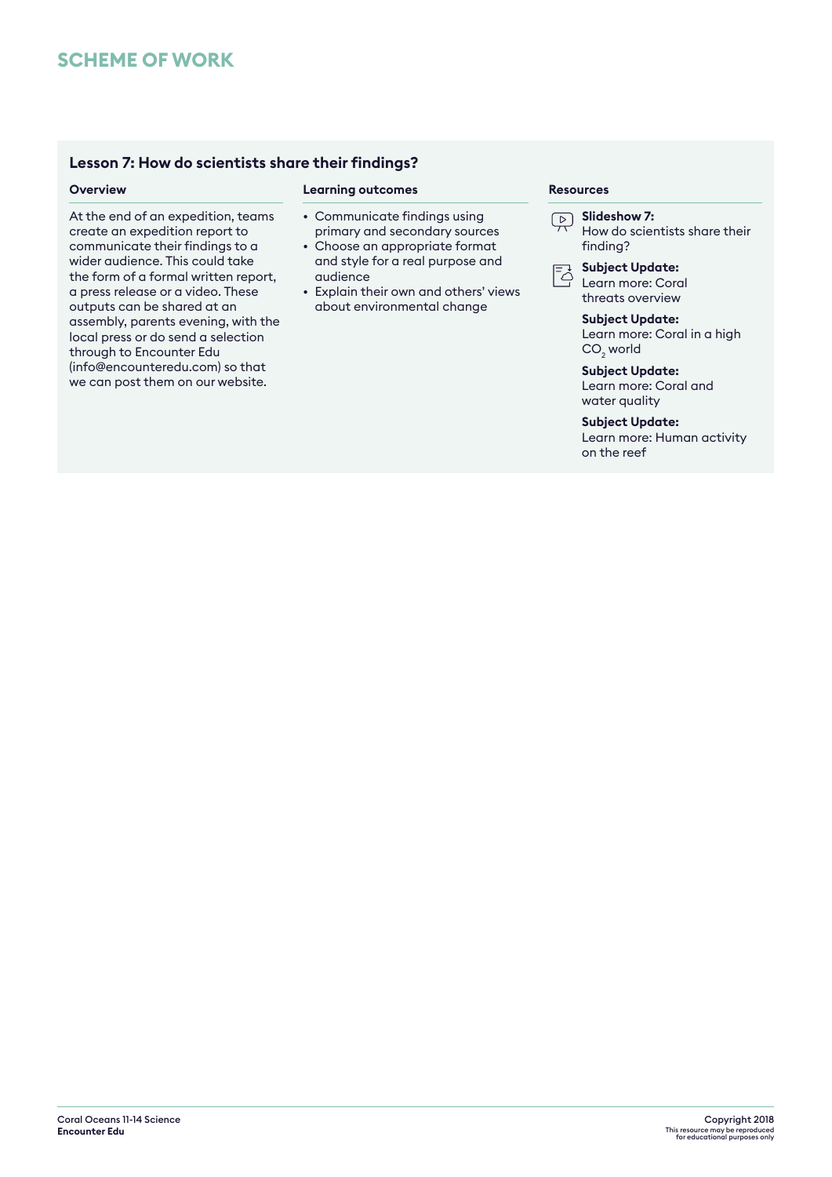# SCHEME OF WORK

## Lesson 7: How do scientists share their findings?

### Overview

At the end of an expedition, teams create an expedition report to communicate their findings to a wider audience. This could take the form of a formal written report, a press release or a video. These outputs can be shared at an assembly, parents evening, with the local press or do send a selection through to Encounter Edu (info@encounteredu.com) so that we can post them on our website.

### Learning outcomes

- Communicate findings using primary and secondary sources
- Choose an appropriate format and style for a real purpose and audience
- Explain their own and others' views about environmental change

### Resources

**Slideshow 7:**
How do scientists share their finding?

**Subject Update:**
Learn more: Coral threats overview

**Subject Update:**
Learn more: Coral in a high $CO_2$ world

**Subject Update:**
Learn more: Coral and water quality

**Subject Update:**
Learn more: Human activity on the reef